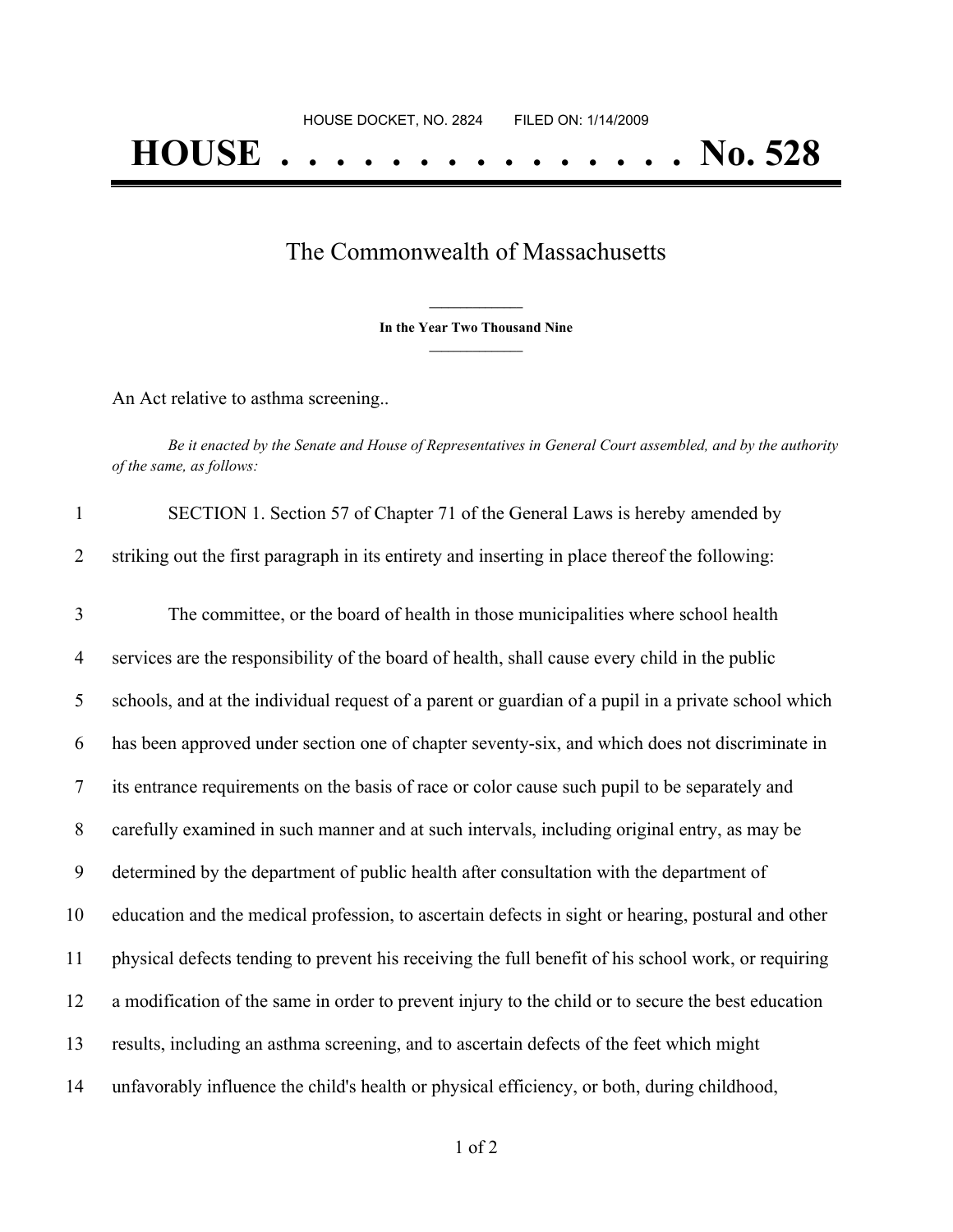HOUSE DOCKET, NO. 2824 FILED ON: 1/14/2009

# HOUSE . . . . . . . . . . . . . . . No. 528

## The Commonwealth of Massachusetts

**In the Year Two Thousand Nine**

An Act relative to asthma screening..

*Be it enacted by the Senate and House of Representatives in General Court assembled, and by the authority of the same, as follows:*

SECTION 1. Section 57 of Chapter 71 of the General Laws is hereby amended by striking out the first paragraph in its entirety and inserting in place thereof the following:

The committee, or the board of health in those municipalities where school health services are the responsibility of the board of health, shall cause every child in the public schools, and at the individual request of a parent or guardian of a pupil in a private school which has been approved under section one of chapter seventy-six, and which does not discriminate in its entrance requirements on the basis of race or color cause such pupil to be separately and carefully examined in such manner and at such intervals, including original entry, as may be determined by the department of public health after consultation with the department of education and the medical profession, to ascertain defects in sight or hearing, postural and other physical defects tending to prevent his receiving the full benefit of his school work, or requiring a modification of the same in order to prevent injury to the child or to secure the best education results, including an asthma screening, and to ascertain defects of the feet which might unfavorably influence the child's health or physical efficiency, or both, during childhood,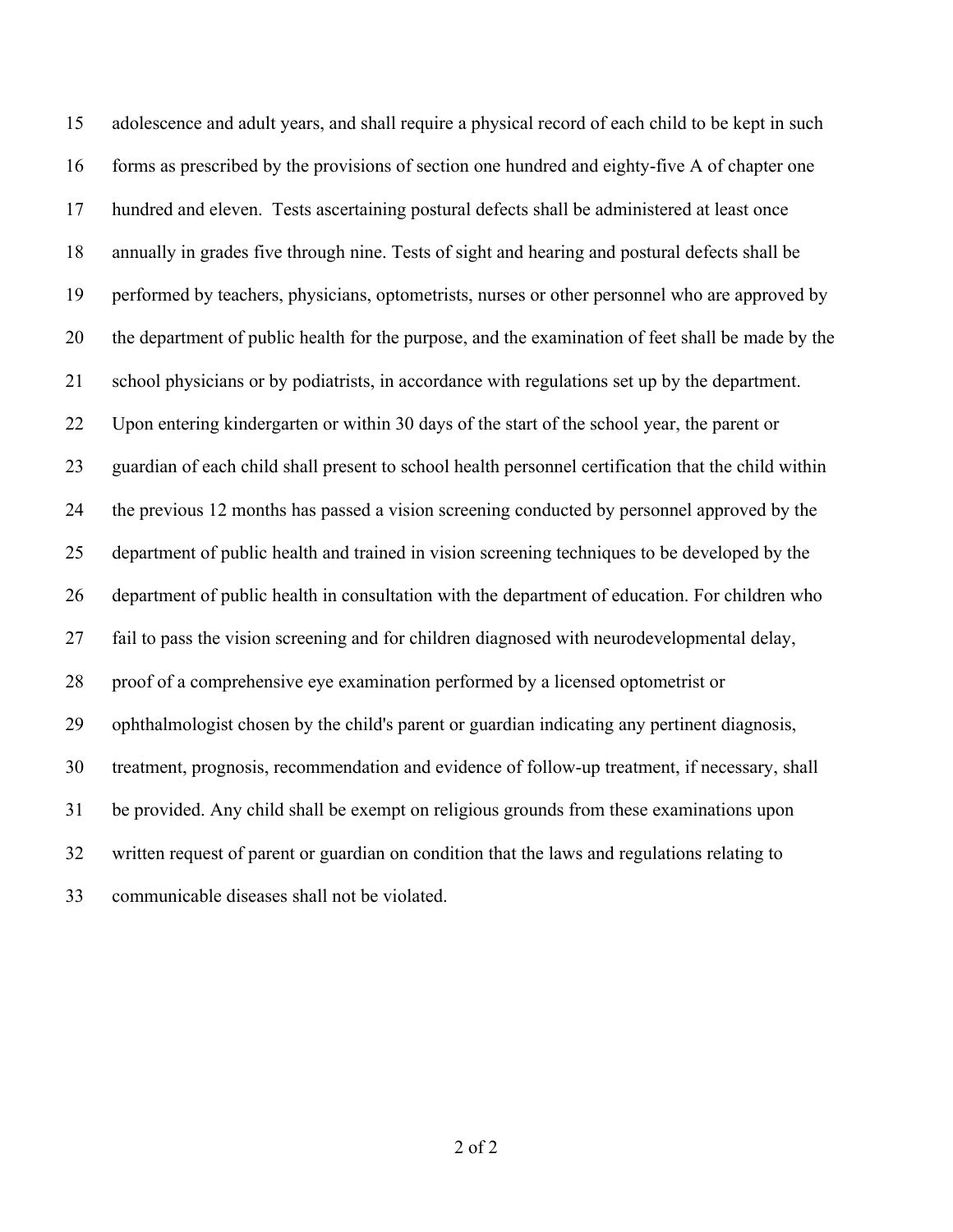15 adolescence and adult years, and shall require a physical record of each child to be kept in such
16 forms as prescribed by the provisions of section one hundred and eighty-five A of chapter one
17 hundred and eleven. Tests ascertaining postural defects shall be administered at least once
18 annually in grades five through nine. Tests of sight and hearing and postural defects shall be
19 performed by teachers, physicians, optometrists, nurses or other personnel who are approved by
20 the department of public health for the purpose, and the examination of feet shall be made by the
21 school physicians or by podiatrists, in accordance with regulations set up by the department.
22 Upon entering kindergarten or within 30 days of the start of the school year, the parent or
23 guardian of each child shall present to school health personnel certification that the child within
24 the previous 12 months has passed a vision screening conducted by personnel approved by the
25 department of public health and trained in vision screening techniques to be developed by the
26 department of public health in consultation with the department of education. For children who
27 fail to pass the vision screening and for children diagnosed with neurodevelopmental delay,
28 proof of a comprehensive eye examination performed by a licensed optometrist or
29 ophthalmologist chosen by the child's parent or guardian indicating any pertinent diagnosis,
30 treatment, prognosis, recommendation and evidence of follow-up treatment, if necessary, shall
31 be provided. Any child shall be exempt on religious grounds from these examinations upon
32 written request of parent or guardian on condition that the laws and regulations relating to
33 communicable diseases shall not be violated.